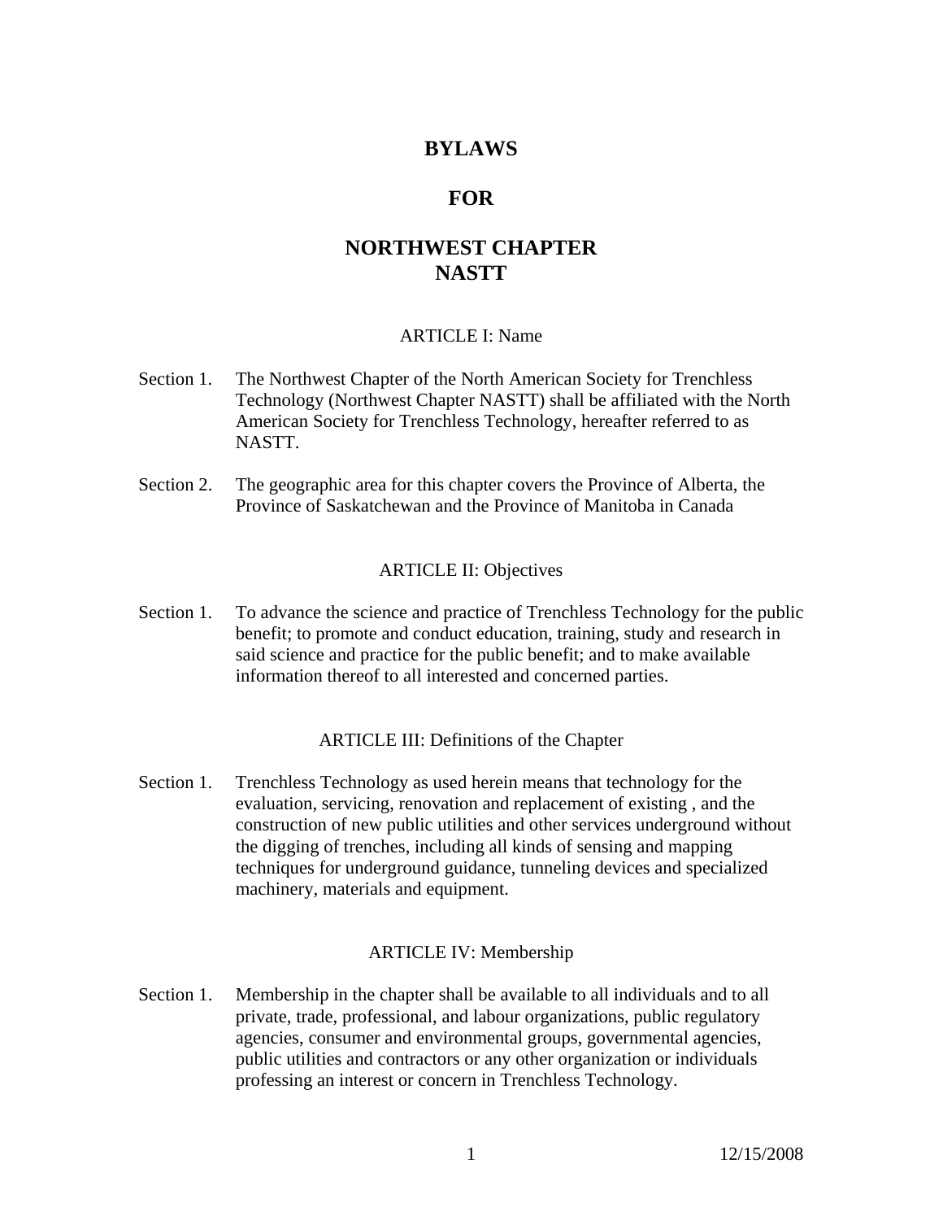# BYLAWS

# FOR

# NORTHWEST CHAPTER NASTT

## ARTICLE I: Name

Section 1. The Northwest Chapter of the North American Society for Trenchless Technology (Northwest Chapter NASTT) shall be affiliated with the North American Society for Trenchless Technology, hereafter referred to as NASTT.

Section 2. The geographic area for this chapter covers the Province of Alberta, the Province of Saskatchewan and the Province of Manitoba in Canada

## ARTICLE II: Objectives

Section 1. To advance the science and practice of Trenchless Technology for the public benefit; to promote and conduct education, training, study and research in said science and practice for the public benefit; and to make available information thereof to all interested and concerned parties.

## ARTICLE III: Definitions of the Chapter

Section 1. Trenchless Technology as used herein means that technology for the evaluation, servicing, renovation and replacement of existing , and the construction of new public utilities and other services underground without the digging of trenches, including all kinds of sensing and mapping techniques for underground guidance, tunneling devices and specialized machinery, materials and equipment.

## ARTICLE IV: Membership

Section 1. Membership in the chapter shall be available to all individuals and to all private, trade, professional, and labour organizations, public regulatory agencies, consumer and environmental groups, governmental agencies, public utilities and contractors or any other organization or individuals professing an interest or concern in Trenchless Technology.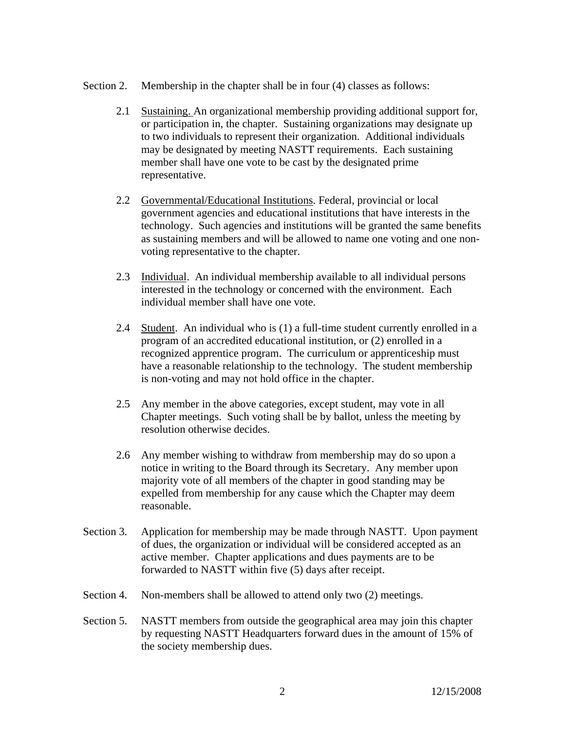Section 2. Membership in the chapter shall be in four (4) classes as follows:

2.1 Sustaining. An organizational membership providing additional support for, or participation in, the chapter. Sustaining organizations may designate up to two individuals to represent their organization. Additional individuals may be designated by meeting NASTT requirements. Each sustaining member shall have one vote to be cast by the designated prime representative.

2.2 Governmental/Educational Institutions. Federal, provincial or local government agencies and educational institutions that have interests in the technology. Such agencies and institutions will be granted the same benefits as sustaining members and will be allowed to name one voting and one non-voting representative to the chapter.

2.3 Individual. An individual membership available to all individual persons interested in the technology or concerned with the environment. Each individual member shall have one vote.

2.4 Student. An individual who is (1) a full-time student currently enrolled in a program of an accredited educational institution, or (2) enrolled in a recognized apprentice program. The curriculum or apprenticeship must have a reasonable relationship to the technology. The student membership is non-voting and may not hold office in the chapter.

2.5 Any member in the above categories, except student, may vote in all Chapter meetings. Such voting shall be by ballot, unless the meeting by resolution otherwise decides.

2.6 Any member wishing to withdraw from membership may do so upon a notice in writing to the Board through its Secretary. Any member upon majority vote of all members of the chapter in good standing may be expelled from membership for any cause which the Chapter may deem reasonable.

Section 3. Application for membership may be made through NASTT. Upon payment of dues, the organization or individual will be considered accepted as an active member. Chapter applications and dues payments are to be forwarded to NASTT within five (5) days after receipt.

Section 4. Non-members shall be allowed to attend only two (2) meetings.

Section 5. NASTT members from outside the geographical area may join this chapter by requesting NASTT Headquarters forward dues in the amount of 15% of the society membership dues.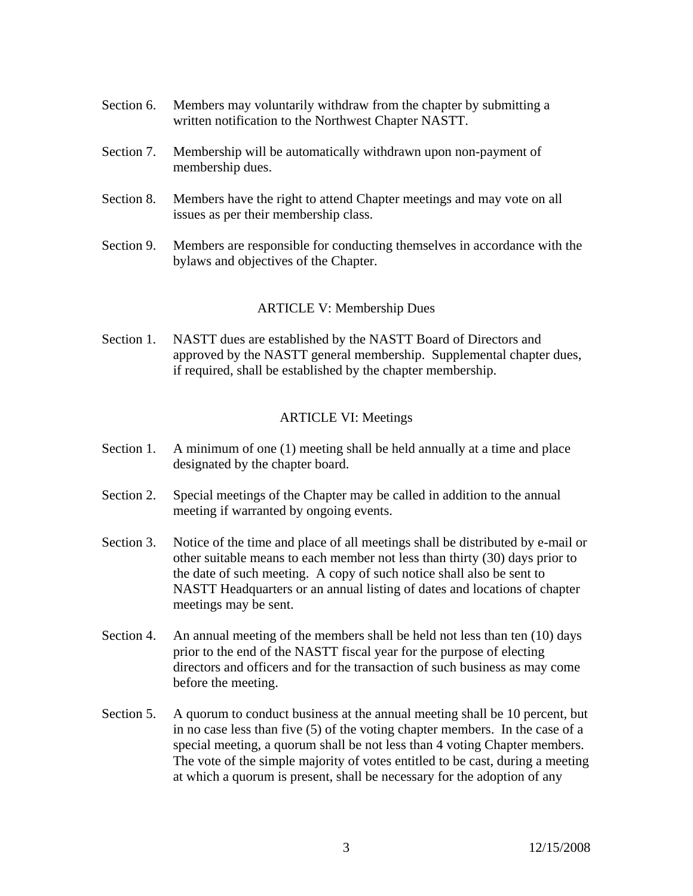Section 6. Members may voluntarily withdraw from the chapter by submitting a written notification to the Northwest Chapter NASTT.

Section 7. Membership will be automatically withdrawn upon non-payment of membership dues.

Section 8. Members have the right to attend Chapter meetings and may vote on all issues as per their membership class.

Section 9. Members are responsible for conducting themselves in accordance with the bylaws and objectives of the Chapter.

## ARTICLE V: Membership Dues

Section 1. NASTT dues are established by the NASTT Board of Directors and approved by the NASTT general membership. Supplemental chapter dues, if required, shall be established by the chapter membership.

## ARTICLE VI: Meetings

Section 1. A minimum of one (1) meeting shall be held annually at a time and place designated by the chapter board.

Section 2. Special meetings of the Chapter may be called in addition to the annual meeting if warranted by ongoing events.

Section 3. Notice of the time and place of all meetings shall be distributed by e-mail or other suitable means to each member not less than thirty (30) days prior to the date of such meeting. A copy of such notice shall also be sent to NASTT Headquarters or an annual listing of dates and locations of chapter meetings may be sent.

Section 4. An annual meeting of the members shall be held not less than ten (10) days prior to the end of the NASTT fiscal year for the purpose of electing directors and officers and for the transaction of such business as may come before the meeting.

Section 5. A quorum to conduct business at the annual meeting shall be 10 percent, but in no case less than five (5) of the voting chapter members. In the case of a special meeting, a quorum shall be not less than 4 voting Chapter members. The vote of the simple majority of votes entitled to be cast, during a meeting at which a quorum is present, shall be necessary for the adoption of any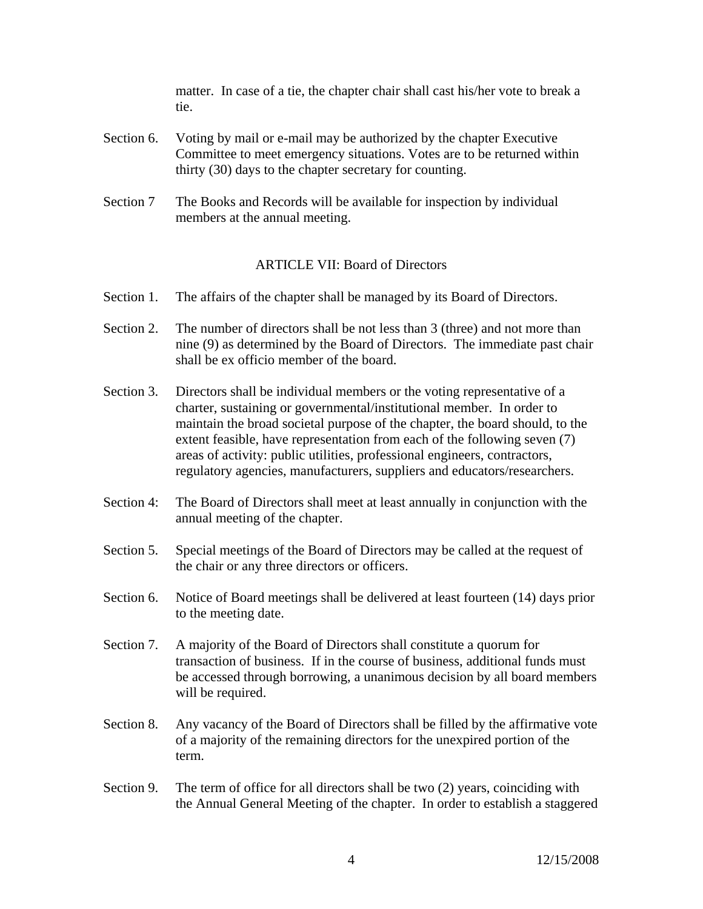matter. In case of a tie, the chapter chair shall cast his/her vote to break a tie.

Section 6. Voting by mail or e-mail may be authorized by the chapter Executive Committee to meet emergency situations. Votes are to be returned within thirty (30) days to the chapter secretary for counting.

Section 7 The Books and Records will be available for inspection by individual members at the annual meeting.

## ARTICLE VII: Board of Directors

Section 1. The affairs of the chapter shall be managed by its Board of Directors.

Section 2. The number of directors shall be not less than 3 (three) and not more than nine (9) as determined by the Board of Directors. The immediate past chair shall be ex officio member of the board.

Section 3. Directors shall be individual members or the voting representative of a charter, sustaining or governmental/institutional member. In order to maintain the broad societal purpose of the chapter, the board should, to the extent feasible, have representation from each of the following seven (7) areas of activity: public utilities, professional engineers, contractors, regulatory agencies, manufacturers, suppliers and educators/researchers.

Section 4: The Board of Directors shall meet at least annually in conjunction with the annual meeting of the chapter.

Section 5. Special meetings of the Board of Directors may be called at the request of the chair or any three directors or officers.

Section 6. Notice of Board meetings shall be delivered at least fourteen (14) days prior to the meeting date.

Section 7. A majority of the Board of Directors shall constitute a quorum for transaction of business. If in the course of business, additional funds must be accessed through borrowing, a unanimous decision by all board members will be required.

Section 8. Any vacancy of the Board of Directors shall be filled by the affirmative vote of a majority of the remaining directors for the unexpired portion of the term.

Section 9. The term of office for all directors shall be two (2) years, coinciding with the Annual General Meeting of the chapter. In order to establish a staggered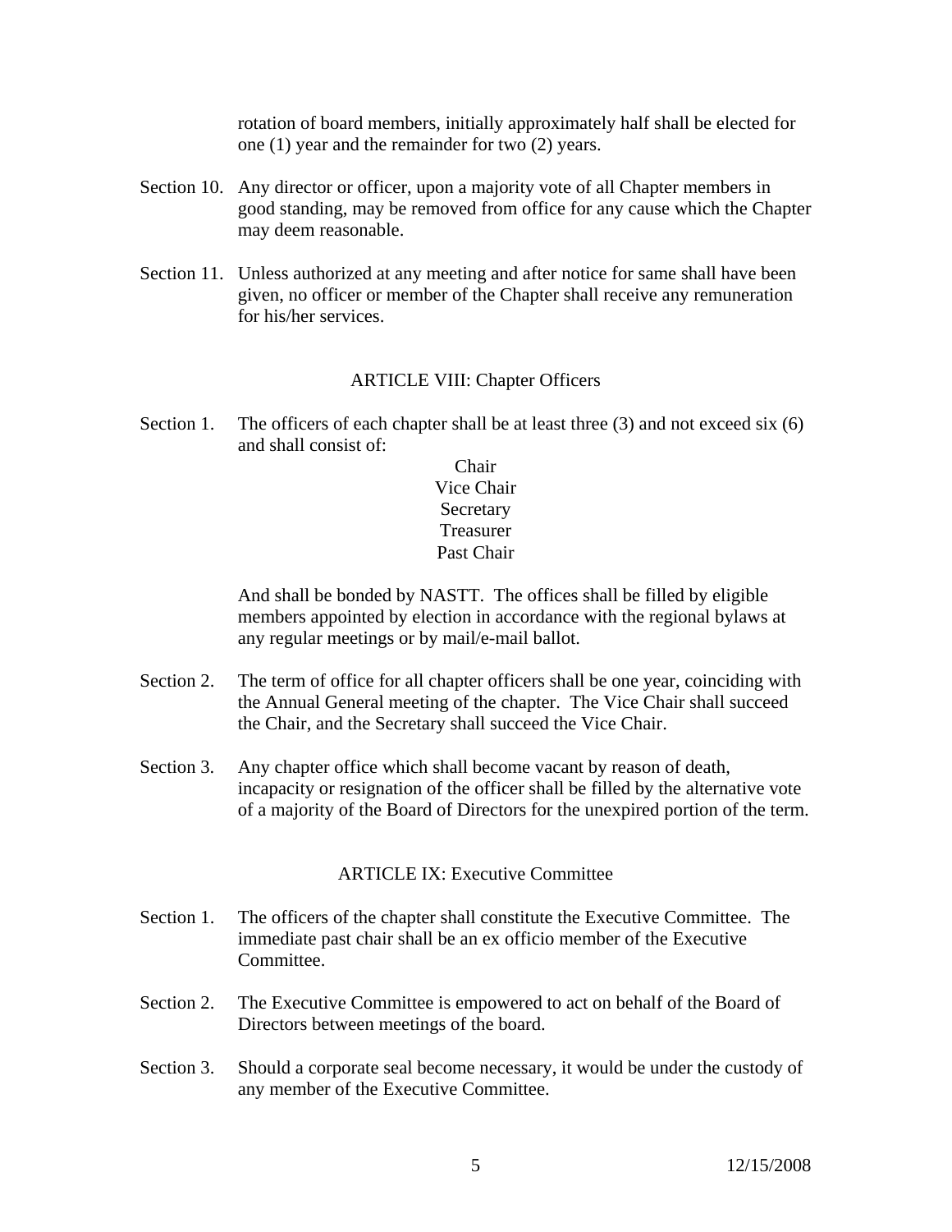rotation of board members, initially approximately half shall be elected for one (1) year and the remainder for two (2) years.

Section 10. Any director or officer, upon a majority vote of all Chapter members in good standing, may be removed from office for any cause which the Chapter may deem reasonable.

Section 11. Unless authorized at any meeting and after notice for same shall have been given, no officer or member of the Chapter shall receive any remuneration for his/her services.

## ARTICLE VIII: Chapter Officers

Section 1. The officers of each chapter shall be at least three (3) and not exceed six (6) and shall consist of:

Chair
Vice Chair
Secretary
Treasurer
Past Chair

And shall be bonded by NASTT. The offices shall be filled by eligible members appointed by election in accordance with the regional bylaws at any regular meetings or by mail/e-mail ballot.

Section 2. The term of office for all chapter officers shall be one year, coinciding with the Annual General meeting of the chapter. The Vice Chair shall succeed the Chair, and the Secretary shall succeed the Vice Chair.

Section 3. Any chapter office which shall become vacant by reason of death, incapacity or resignation of the officer shall be filled by the alternative vote of a majority of the Board of Directors for the unexpired portion of the term.

## ARTICLE IX: Executive Committee

Section 1. The officers of the chapter shall constitute the Executive Committee. The immediate past chair shall be an ex officio member of the Executive Committee.

Section 2. The Executive Committee is empowered to act on behalf of the Board of Directors between meetings of the board.

Section 3. Should a corporate seal become necessary, it would be under the custody of any member of the Executive Committee.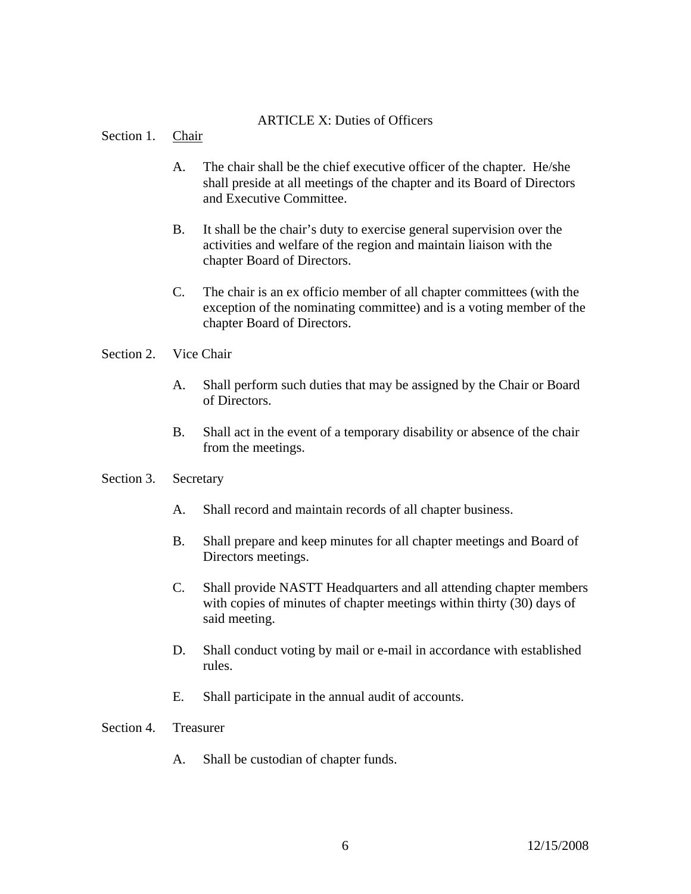## ARTICLE X: Duties of Officers

Section 1. <u>Chair</u>

A. The chair shall be the chief executive officer of the chapter. He/she shall preside at all meetings of the chapter and its Board of Directors and Executive Committee.

B. It shall be the chair's duty to exercise general supervision over the activities and welfare of the region and maintain liaison with the chapter Board of Directors.

C. The chair is an ex officio member of all chapter committees (with the exception of the nominating committee) and is a voting member of the chapter Board of Directors.

Section 2. Vice Chair

A. Shall perform such duties that may be assigned by the Chair or Board of Directors.

B. Shall act in the event of a temporary disability or absence of the chair from the meetings.

Section 3. Secretary

A. Shall record and maintain records of all chapter business.

B. Shall prepare and keep minutes for all chapter meetings and Board of Directors meetings.

C. Shall provide NASTT Headquarters and all attending chapter members with copies of minutes of chapter meetings within thirty (30) days of said meeting.

D. Shall conduct voting by mail or e-mail in accordance with established rules.

E. Shall participate in the annual audit of accounts.

Section 4. Treasurer

A. Shall be custodian of chapter funds.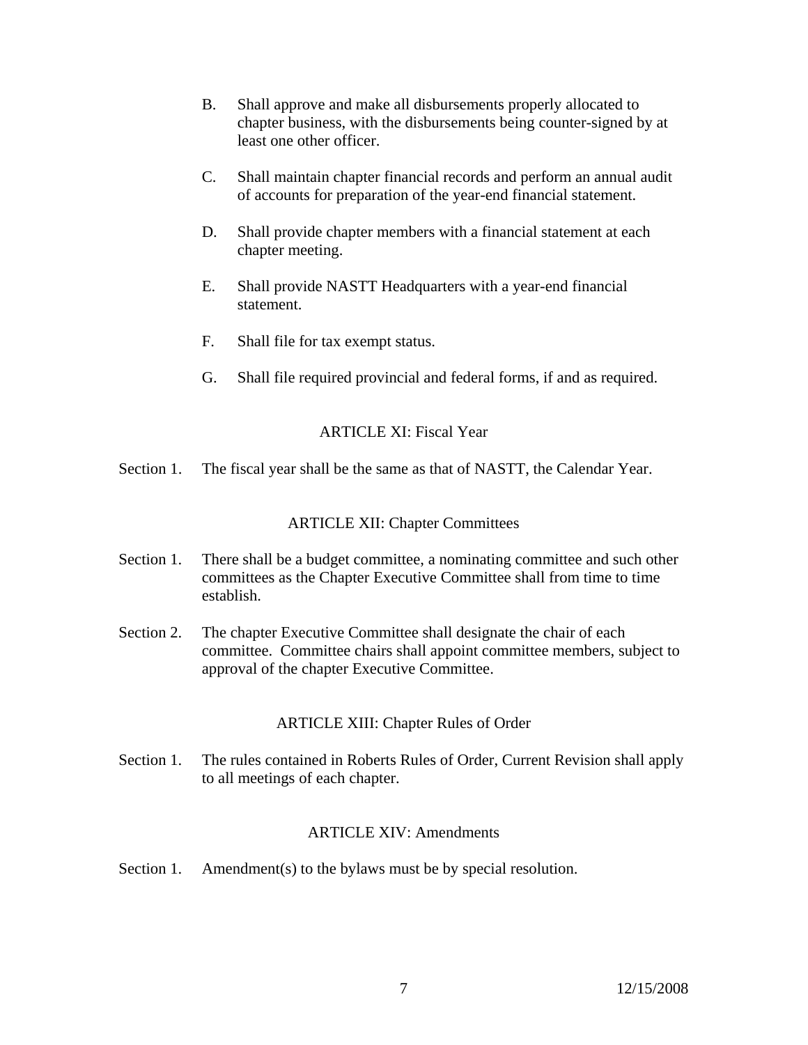B. Shall approve and make all disbursements properly allocated to chapter business, with the disbursements being counter-signed by at least one other officer.

C. Shall maintain chapter financial records and perform an annual audit of accounts for preparation of the year-end financial statement.

D. Shall provide chapter members with a financial statement at each chapter meeting.

E. Shall provide NASTT Headquarters with a year-end financial statement.

F. Shall file for tax exempt status.

G. Shall file required provincial and federal forms, if and as required.

## ARTICLE XI: Fiscal Year

Section 1. The fiscal year shall be the same as that of NASTT, the Calendar Year.

## ARTICLE XII: Chapter Committees

Section 1. There shall be a budget committee, a nominating committee and such other committees as the Chapter Executive Committee shall from time to time establish.

Section 2. The chapter Executive Committee shall designate the chair of each committee. Committee chairs shall appoint committee members, subject to approval of the chapter Executive Committee.

## ARTICLE XIII: Chapter Rules of Order

Section 1. The rules contained in Roberts Rules of Order, Current Revision shall apply to all meetings of each chapter.

## ARTICLE XIV: Amendments

Section 1. Amendment(s) to the bylaws must be by special resolution.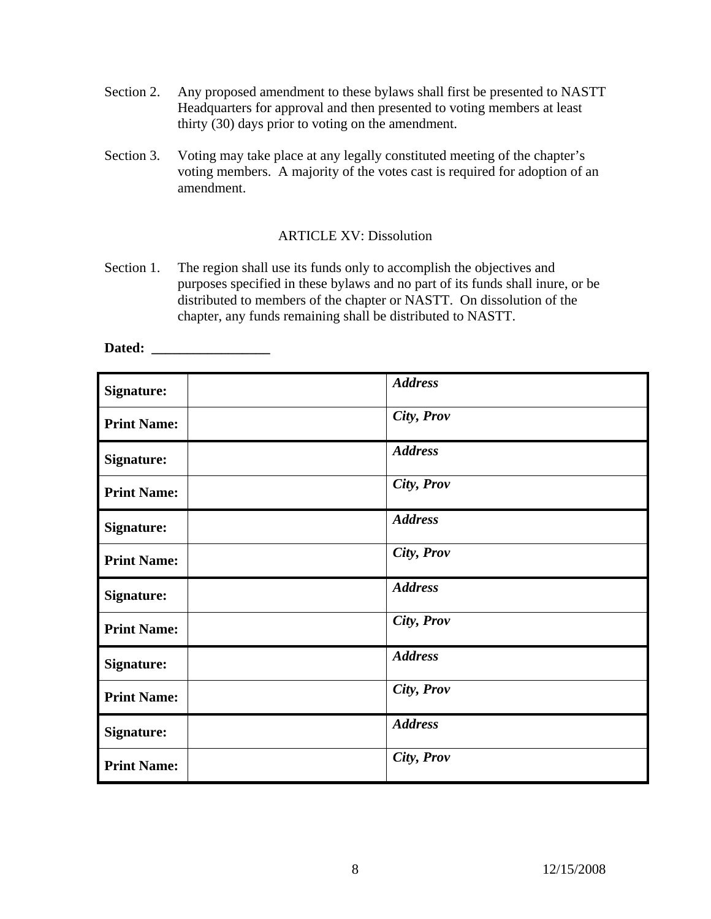Section 2. Any proposed amendment to these bylaws shall first be presented to NASTT Headquarters for approval and then presented to voting members at least thirty (30) days prior to voting on the amendment.

Section 3. Voting may take place at any legally constituted meeting of the chapter's voting members. A majority of the votes cast is required for adoption of an amendment.

## ARTICLE XV: Dissolution

Section 1. The region shall use its funds only to accomplish the objectives and purposes specified in these bylaws and no part of its funds shall inure, or be distributed to members of the chapter or NASTT. On dissolution of the chapter, any funds remaining shall be distributed to NASTT.

**Dated: _________________**

| | | |
|---|---|---|
| **Signature:** | | ***Address*** |
| **Print Name:** | | ***City, Prov*** |
| **Signature:** | | ***Address*** |
| **Print Name:** | | ***City, Prov*** |
| **Signature:** | | ***Address*** |
| **Print Name:** | | ***City, Prov*** |
| **Signature:** | | ***Address*** |
| **Print Name:** | | ***City, Prov*** |
| **Signature:** | | ***Address*** |
| **Print Name:** | | ***City, Prov*** |
| **Signature:** | | ***Address*** |
| **Print Name:** | | ***City, Prov*** |